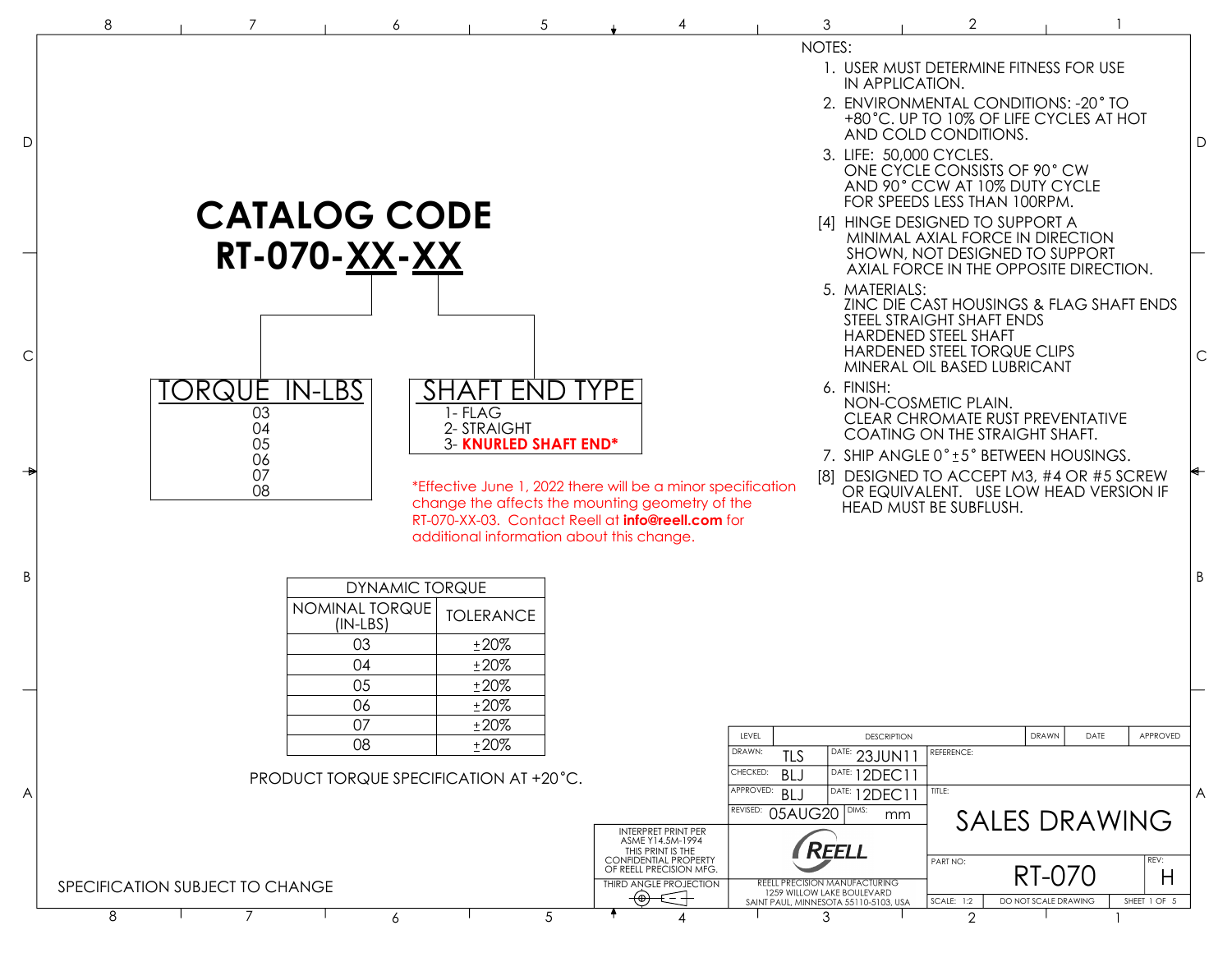# CATALOG CODE
# RT-070-XX-XX

| TORQUE IN-LBS |
|---|
| 03 |
| 04 |
| 05 |
| 06 |
| 07 |
| 08 |

| SHAFT END TYPE |
|---|
| 1- FLAG |
| 2- STRAIGHT |
| 3- **KNURLED SHAFT END*** |

*Effective June 1, 2022 there will be a minor specification change the affects the mounting geometry of the RT-070-XX-03. Contact Reell at **info@reell.com** for additional information about this change.

| DYNAMIC TORQUE | |
|---|---|
| NOMINAL TORQUE (IN-LBS) | TOLERANCE |
| 03 | ±20% |
| 04 | ±20% |
| 05 | ±20% |
| 06 | ±20% |
| 07 | ±20% |
| 08 | ±20% |

PRODUCT TORQUE SPECIFICATION AT +20°C.

NOTES:

1. USER MUST DETERMINE FITNESS FOR USE IN APPLICATION.
2. ENVIRONMENTAL CONDITIONS: -20° TO +80°C. UP TO 10% OF LIFE CYCLES AT HOT AND COLD CONDITIONS.
3. LIFE: 50,000 CYCLES. ONE CYCLE CONSISTS OF 90° CW AND 90° CCW AT 10% DUTY CYCLE FOR SPEEDS LESS THAN 100RPM.

[4] HINGE DESIGNED TO SUPPORT A MINIMAL AXIAL FORCE IN DIRECTION SHOWN, NOT DESIGNED TO SUPPORT AXIAL FORCE IN THE OPPOSITE DIRECTION.

5. MATERIALS:
   ZINC DIE CAST HOUSINGS & FLAG SHAFT ENDS
   STEEL STRAIGHT SHAFT ENDS
   HARDENED STEEL SHAFT
   HARDENED STEEL TORQUE CLIPS
   MINERAL OIL BASED LUBRICANT
6. FINISH:
   NON-COSMETIC PLAIN.
   CLEAR CHROMATE RUST PREVENTATIVE COATING ON THE STRAIGHT SHAFT.
7. SHIP ANGLE 0°±5° BETWEEN HOUSINGS.

[8] DESIGNED TO ACCEPT M3, #4 OR #5 SCREW OR EQUIVALENT. USE LOW HEAD VERSION IF HEAD MUST BE SUBFLUSH.

SPECIFICATION SUBJECT TO CHANGE

| LEVEL | DESCRIPTION | DRAWN | DATE | APPROVED |
|---|---|---|---|---|

| | | |
|---|---|---|
| DRAWN: TLS | DATE: 23JUN11 | REFERENCE: |
| CHECKED: BLJ | DATE: 12DEC11 | |
| APPROVED: BLJ | DATE: 12DEC11 | TITLE: SALES DRAWING |
| REVISED: 05AUG20 | DIMS: mm | PART NO: RT-070 REV: H |
| SCALE: 1:2 | DO NOT SCALE DRAWING | SHEET 1 OF 5 |

INTERPRET PRINT PER ASME Y14.5M-1994
THIS PRINT IS THE CONFIDENTIAL PROPERTY OF REELL PRECISION MFG.
THIRD ANGLE PROJECTION

REELL

REELL PRECISION MANUFACTURING
1259 WILLOW LAKE BOULEVARD
SAINT PAUL, MINNESOTA 55110-5103, USA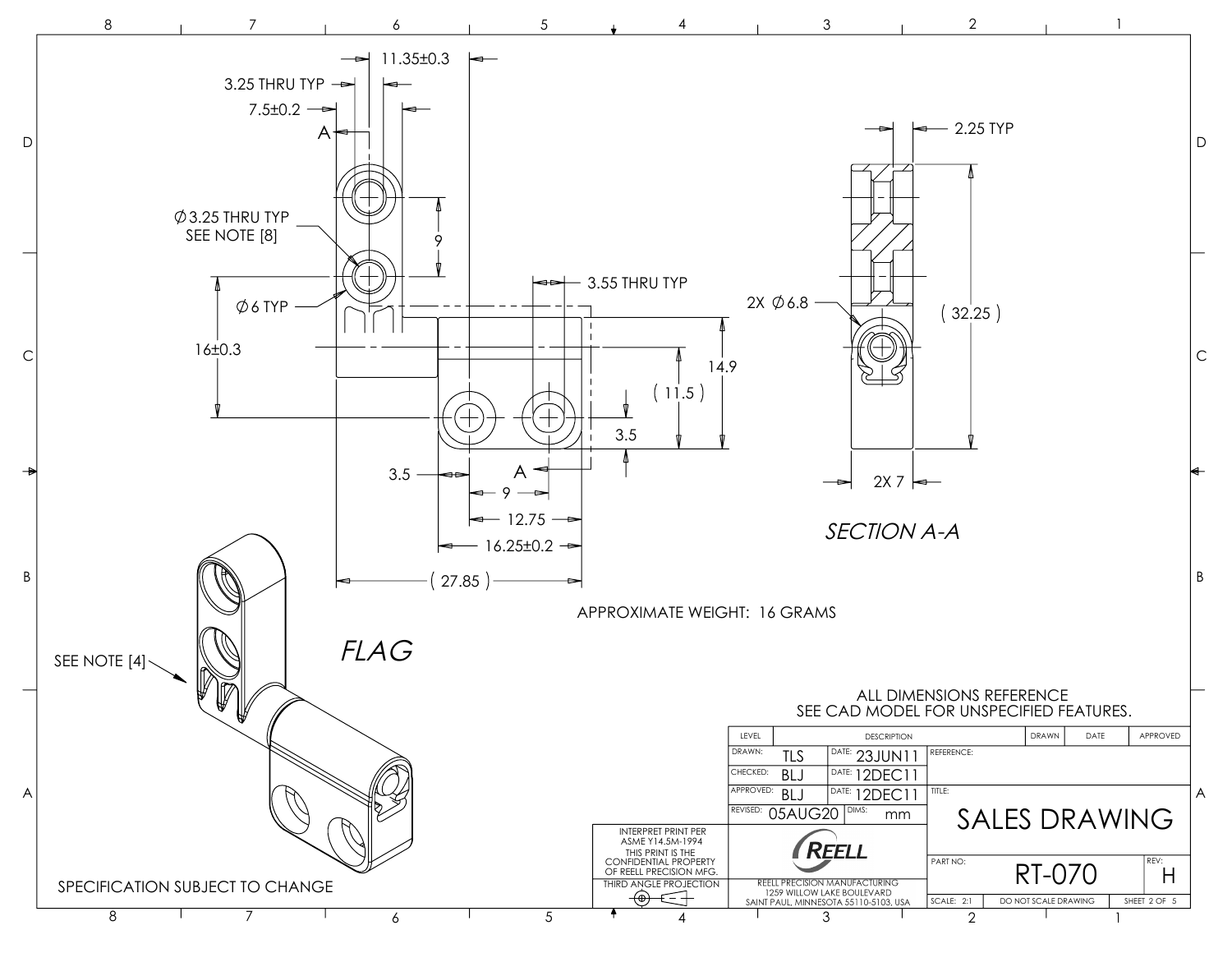3.25 THRU TYP

7.5±0.2

11.35±0.3

A

∅3.25 THRU TYP
SEE NOTE [8]

9

∅6 TYP

16±0.3

3.55 THRU TYP

14.9

( 11.5 )

3.5

3.5

A

9

12.75

16.25±0.2

( 27.85 )

2.25 TYP

2X ∅6.8

( 32.25 )

2X 7

*SECTION A-A*

APPROXIMATE WEIGHT: 16 GRAMS

SEE NOTE [4]

*FLAG*

ALL DIMENSIONS REFERENCE
SEE CAD MODEL FOR UNSPECIFIED FEATURES.

| LEVEL | DESCRIPTION | DRAWN | DATE | APPROVED |
| --- | --- | --- | --- | --- |

| | | | |
| --- | --- | --- | --- |
| DRAWN: TLS | DATE: 23JUN11 | REFERENCE: | |
| CHECKED: BLJ | DATE: 12DEC11 | | |
| APPROVED: BLJ | DATE: 12DEC11 | TITLE: | |
| REVISED: 05AUG20 | DIMS: mm | SALES DRAWING | |
| | | PART NO: RT-070 | REV: H |
| | | SCALE: 2:1 | DO NOT SCALE DRAWING |

INTERPRET PRINT PER ASME Y14.5M-1994
THIS PRINT IS THE CONFIDENTIAL PROPERTY OF REELL PRECISION MFG.

THIRD ANGLE PROJECTION

REELL

REELL PRECISION MANUFACTURING
1259 WILLOW LAKE BOULEVARD
SAINT PAUL, MINNESOTA 55110-5103, USA

SPECIFICATION SUBJECT TO CHANGE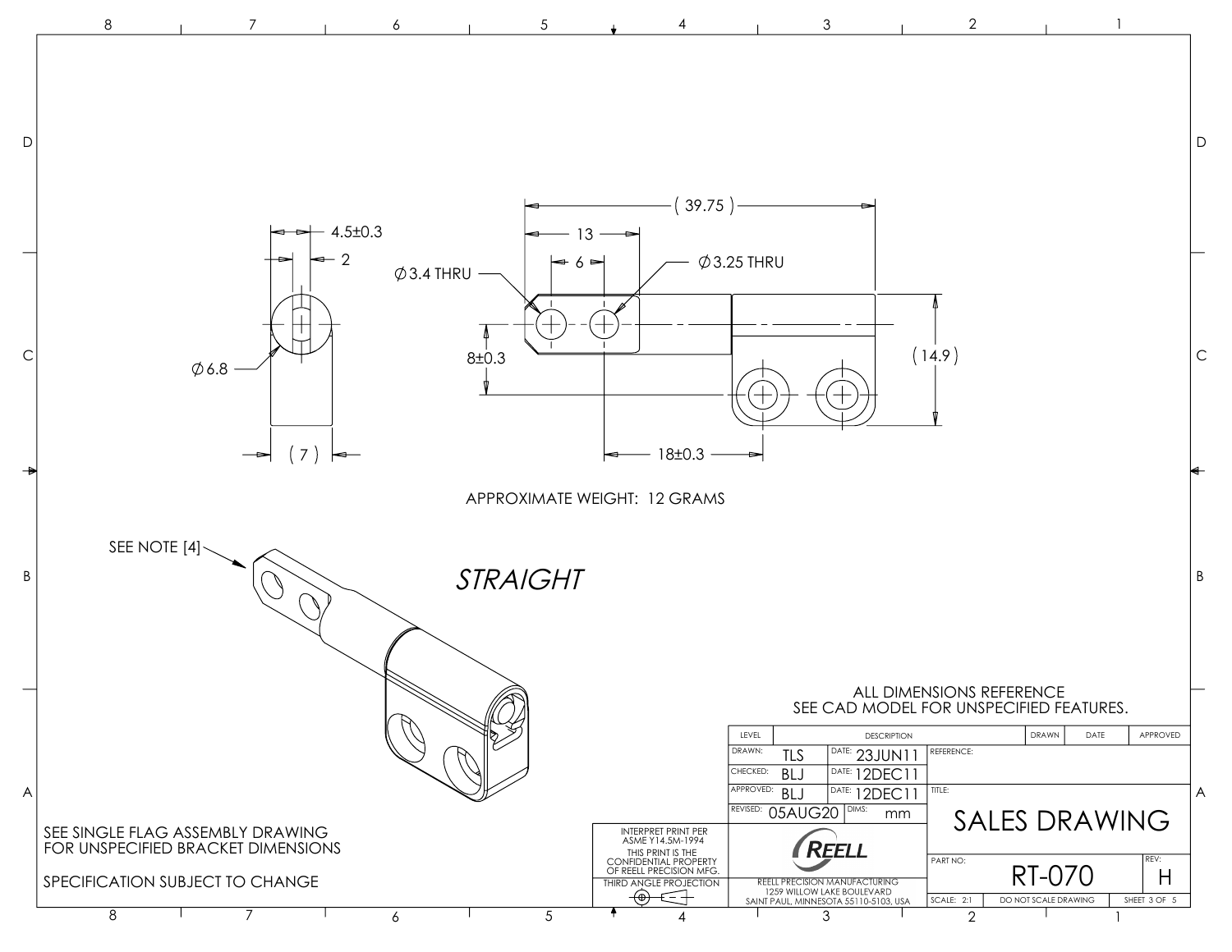**Dimensions (mm):**

- 4.5±0.3
- 2
- ∅6.8
- ( 7 )
- ( 39.75 )
- 13
- 6
- ∅3.4 THRU
- ∅3.25 THRU
- 8±0.3
- ( 14.9 )
- 18±0.3

APPROXIMATE WEIGHT: 12 GRAMS

SEE NOTE [4]

*STRAIGHT*

ALL DIMENSIONS REFERENCE
SEE CAD MODEL FOR UNSPECIFIED FEATURES.

SEE SINGLE FLAG ASSEMBLY DRAWING
FOR UNSPECIFIED BRACKET DIMENSIONS

SPECIFICATION SUBJECT TO CHANGE

INTERPRET PRINT PER ASME Y14.5M-1994

THIS PRINT IS THE CONFIDENTIAL PROPERTY OF REELL PRECISION MFG.

THIRD ANGLE PROJECTION

| LEVEL | DESCRIPTION | DRAWN | DATE | APPROVED |
|---|---|---|---|---|
| | | | | |

| | | | |
|---|---|---|---|
| DRAWN: TLS | DATE: 23JUN11 | REFERENCE: | |
| CHECKED: BLJ | DATE: 12DEC11 | | |
| APPROVED: BLJ | DATE: 12DEC11 | TITLE: SALES DRAWING | |
| REVISED: 05AUG20 | DIMS: mm | | |
| REELL | | PART NO: RT-070 | REV: H |
| REELL PRECISION MANUFACTURING, 1259 WILLOW LAKE BOULEVARD, SAINT PAUL, MINNESOTA 55110-5103, USA | | SCALE: 2:1 | DO NOT SCALE DRAWING |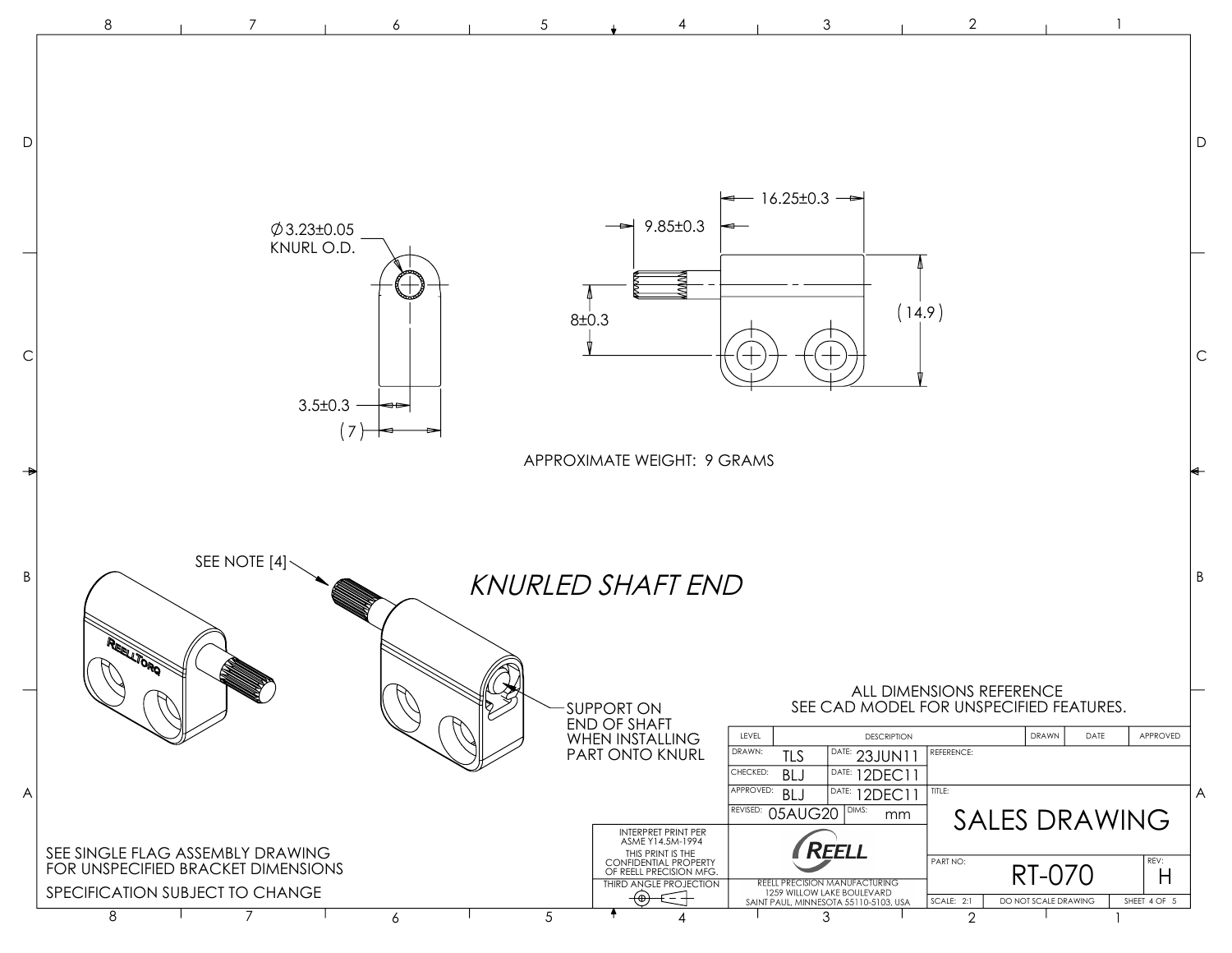Ø3.23±0.05
KNURL O.D.

9.85±0.3

16.25±0.3

8±0.3

(14.9)

3.5±0.3

(7)

APPROXIMATE WEIGHT: 9 GRAMS

SEE NOTE [4]

*KNURLED SHAFT END*

SUPPORT ON END OF SHAFT WHEN INSTALLING PART ONTO KNURL

ALL DIMENSIONS REFERENCE
SEE CAD MODEL FOR UNSPECIFIED FEATURES.

| LEVEL | DESCRIPTION | DRAWN | DATE | APPROVED |
| --- | --- | --- | --- | --- |
| | | | | |

| | | | |
| --- | --- | --- | --- |
| DRAWN: TLS | DATE: 23JUN11 | REFERENCE: | |
| CHECKED: BLJ | DATE: 12DEC11 | | |
| APPROVED: BLJ | DATE: 12DEC11 | TITLE: SALES DRAWING | |
| REVISED: 05AUG20 | DIMS: mm | | |
| | | PART NO: RT-070 | REV: H |
| | | SCALE: 2:1 | DO NOT SCALE DRAWING |

INTERPRET PRINT PER ASME Y14.5M-1994

THIS PRINT IS THE CONFIDENTIAL PROPERTY OF REELL PRECISION MFG.

THIRD ANGLE PROJECTION

REELL

REELL PRECISION MANUFACTURING
1259 WILLOW LAKE BOULEVARD
SAINT PAUL, MINNESOTA 55110-5103, USA

SEE SINGLE FLAG ASSEMBLY DRAWING FOR UNSPECIFIED BRACKET DIMENSIONS

SPECIFICATION SUBJECT TO CHANGE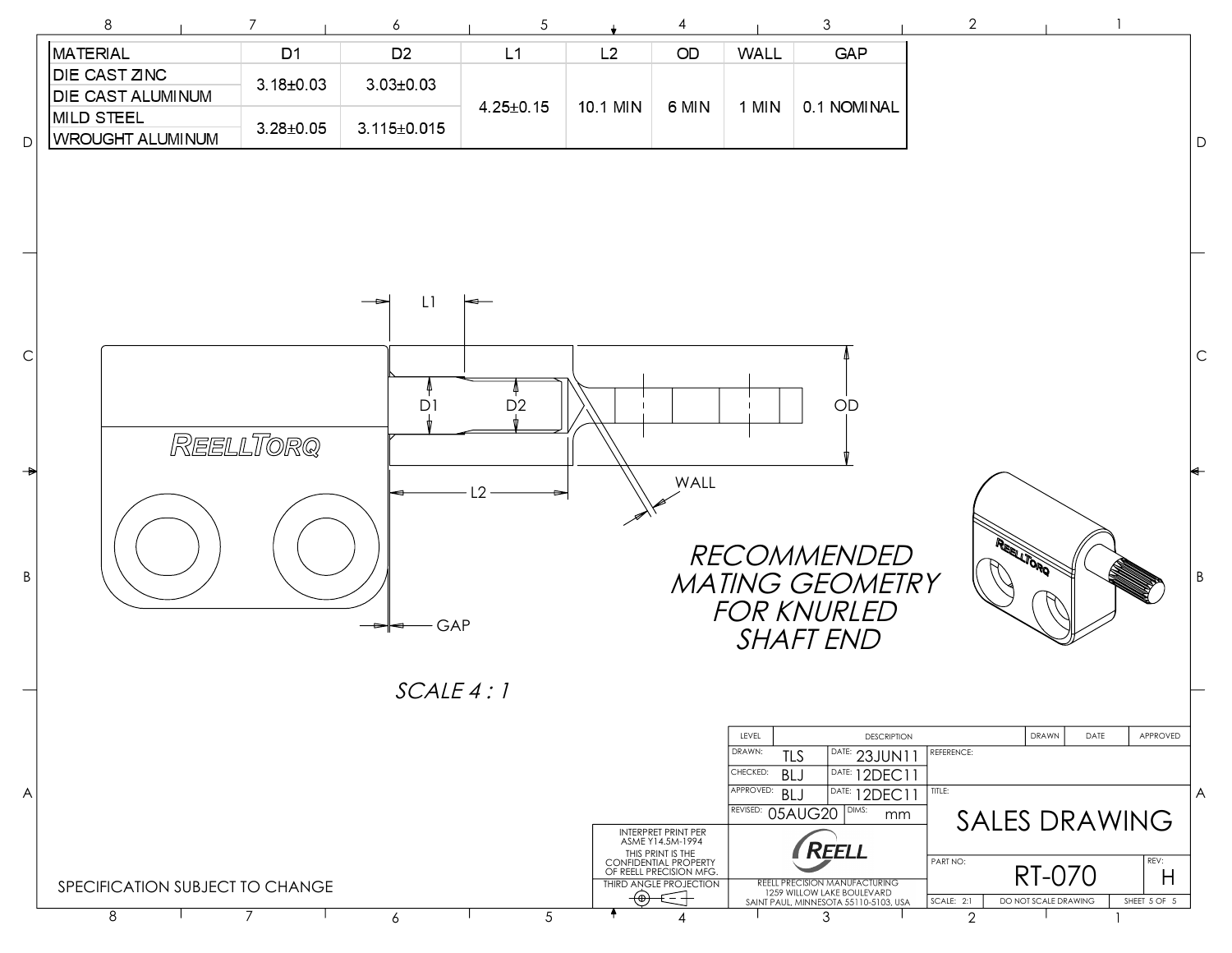| MATERIAL | D1 | D2 | L1 | L2 | OD | WALL | GAP |
|---|---|---|---|---|---|---|---|
| DIE CAST ZINC | 3.18±0.03 | 3.03±0.03 | 4.25±0.15 | 10.1 MIN | 6 MIN | 1 MIN | 0.1 NOMINAL |
| DIE CAST ALUMINUM | | | | | | | |
| MILD STEEL | 3.28±0.05 | 3.115±0.015 | | | | | |
| WROUGHT ALUMINUM | | | | | | | |

L1

D1

D2

OD

L2

WALL

GAP

REELLTORQ

*RECOMMENDED MATING GEOMETRY FOR KNURLED SHAFT END*

*SCALE 4 : 1*

SPECIFICATION SUBJECT TO CHANGE

| LEVEL | DESCRIPTION | DRAWN | DATE | APPROVED |
|---|---|---|---|---|

| | | | |
|---|---|---|---|
| DRAWN: TLS | DATE: 23JUN11 | REFERENCE: | |
| CHECKED: BLJ | DATE: 12DEC11 | | |
| APPROVED: BLJ | DATE: 12DEC11 | TITLE: SALES DRAWING | |
| REVISED: 05AUG20 | DIMS: mm | | |
| | | PART NO: RT-070 | REV: H |
| | | SCALE: 2:1 | DO NOT SCALE DRAWING |

INTERPRET PRINT PER ASME Y14.5M-1994

THIS PRINT IS THE CONFIDENTIAL PROPERTY OF REELL PRECISION MFG.

THIRD ANGLE PROJECTION

REELL

REELL PRECISION MANUFACTURING
1259 WILLOW LAKE BOULEVARD
SAINT PAUL, MINNESOTA 55110-5103, USA